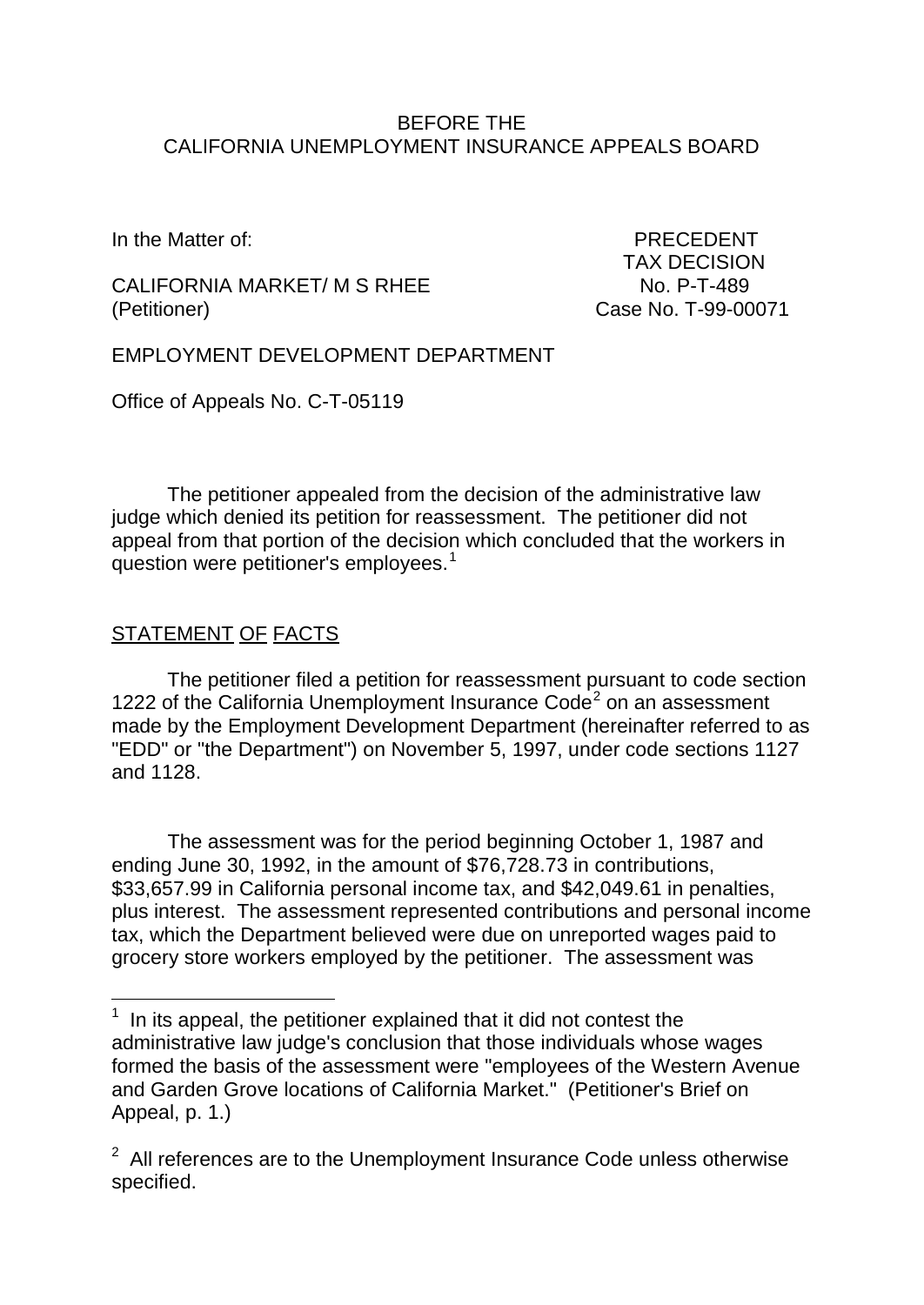BEFORE THE
CALIFORNIA UNEMPLOYMENT INSURANCE APPEALS BOARD

In the Matter of:

CALIFORNIA MARKET/ M S RHEE
(Petitioner)

PRECEDENT
TAX DECISION
No. P-T-489
Case No. T-99-00071

EMPLOYMENT DEVELOPMENT DEPARTMENT

Office of Appeals No. C-T-05119

The petitioner appealed from the decision of the administrative law judge which denied its petition for reassessment. The petitioner did not appeal from that portion of the decision which concluded that the workers in question were petitioner's employees.[1]

## STATEMENT OF FACTS

The petitioner filed a petition for reassessment pursuant to code section 1222 of the California Unemployment Insurance Code[2] on an assessment made by the Employment Development Department (hereinafter referred to as "EDD" or "the Department") on November 5, 1997, under code sections 1127 and 1128.

The assessment was for the period beginning October 1, 1987 and ending June 30, 1992, in the amount of $76,728.73 in contributions, $33,657.99 in California personal income tax, and $42,049.61 in penalties, plus interest. The assessment represented contributions and personal income tax, which the Department believed were due on unreported wages paid to grocery store workers employed by the petitioner. The assessment was

[1] In its appeal, the petitioner explained that it did not contest the administrative law judge's conclusion that those individuals whose wages formed the basis of the assessment were "employees of the Western Avenue and Garden Grove locations of California Market." (Petitioner's Brief on Appeal, p. 1.)

[2] All references are to the Unemployment Insurance Code unless otherwise specified.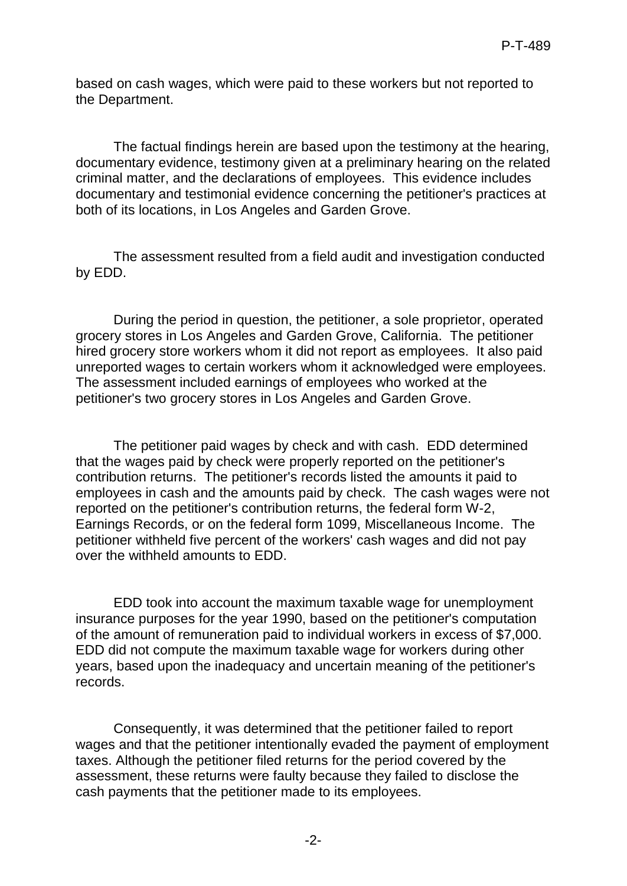based on cash wages, which were paid to these workers but not reported to the Department.

The factual findings herein are based upon the testimony at the hearing, documentary evidence, testimony given at a preliminary hearing on the related criminal matter, and the declarations of employees. This evidence includes documentary and testimonial evidence concerning the petitioner's practices at both of its locations, in Los Angeles and Garden Grove.

The assessment resulted from a field audit and investigation conducted by EDD.

During the period in question, the petitioner, a sole proprietor, operated grocery stores in Los Angeles and Garden Grove, California. The petitioner hired grocery store workers whom it did not report as employees. It also paid unreported wages to certain workers whom it acknowledged were employees. The assessment included earnings of employees who worked at the petitioner's two grocery stores in Los Angeles and Garden Grove.

The petitioner paid wages by check and with cash. EDD determined that the wages paid by check were properly reported on the petitioner's contribution returns. The petitioner's records listed the amounts it paid to employees in cash and the amounts paid by check. The cash wages were not reported on the petitioner's contribution returns, the federal form W-2, Earnings Records, or on the federal form 1099, Miscellaneous Income. The petitioner withheld five percent of the workers' cash wages and did not pay over the withheld amounts to EDD.

EDD took into account the maximum taxable wage for unemployment insurance purposes for the year 1990, based on the petitioner's computation of the amount of remuneration paid to individual workers in excess of $7,000. EDD did not compute the maximum taxable wage for workers during other years, based upon the inadequacy and uncertain meaning of the petitioner's records.

Consequently, it was determined that the petitioner failed to report wages and that the petitioner intentionally evaded the payment of employment taxes. Although the petitioner filed returns for the period covered by the assessment, these returns were faulty because they failed to disclose the cash payments that the petitioner made to its employees.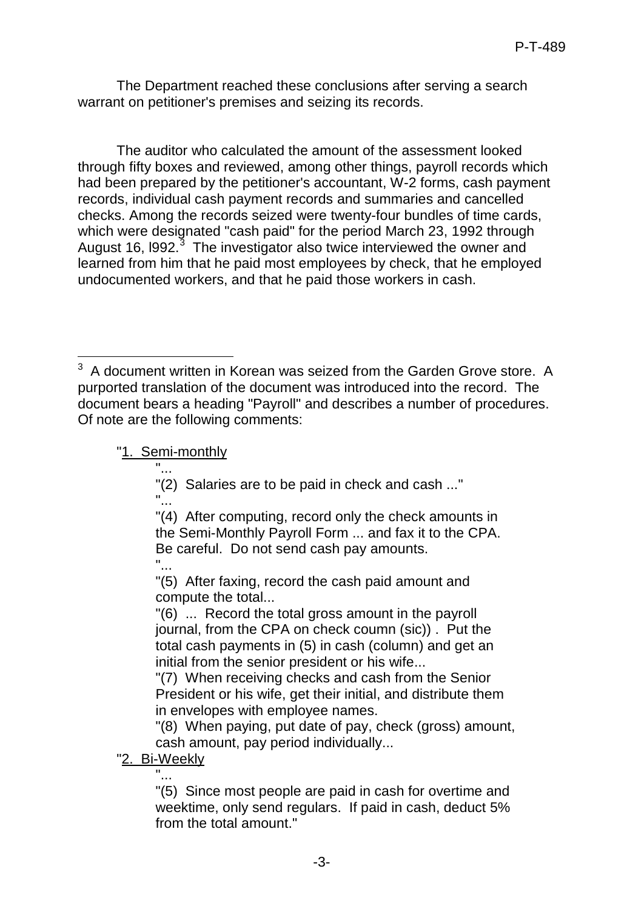The Department reached these conclusions after serving a search warrant on petitioner's premises and seizing its records.

The auditor who calculated the amount of the assessment looked through fifty boxes and reviewed, among other things, payroll records which had been prepared by the petitioner's accountant, W-2 forms, cash payment records, individual cash payment records and summaries and cancelled checks. Among the records seized were twenty-four bundles of time cards, which were designated "cash paid" for the period March 23, 1992 through August 16, l992.[3] The investigator also twice interviewed the owner and learned from him that he paid most employees by check, that he employed undocumented workers, and that he paid those workers in cash.

---

[3] A document written in Korean was seized from the Garden Grove store. A purported translation of the document was introduced into the record. The document bears a heading "Payroll" and describes a number of procedures. Of note are the following comments:

"1. Semi-monthly

> "...
>
> "(2) Salaries are to be paid in check and cash ..."
>
> "...
>
> "(4) After computing, record only the check amounts in the Semi-Monthly Payroll Form ... and fax it to the CPA. Be careful. Do not send cash pay amounts.
>
> "...
>
> "(5) After faxing, record the cash paid amount and compute the total...
>
> "(6) ... Record the total gross amount in the payroll journal, from the CPA on check coumn (sic)) . Put the total cash payments in (5) in cash (column) and get an initial from the senior president or his wife...
>
> "(7) When receiving checks and cash from the Senior President or his wife, get their initial, and distribute them in envelopes with employee names.
>
> "(8) When paying, put date of pay, check (gross) amount, cash amount, pay period individually...

"2. Bi-Weekly

> "...
>
> "(5) Since most people are paid in cash for overtime and weektime, only send regulars. If paid in cash, deduct 5% from the total amount."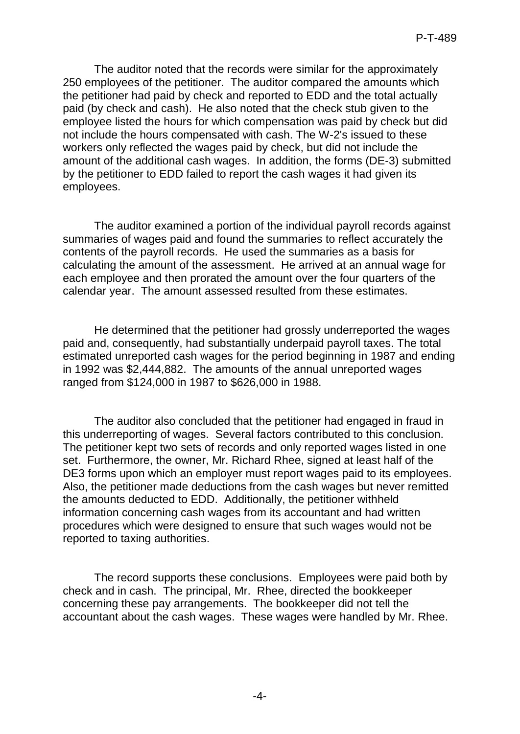The auditor noted that the records were similar for the approximately 250 employees of the petitioner. The auditor compared the amounts which the petitioner had paid by check and reported to EDD and the total actually paid (by check and cash). He also noted that the check stub given to the employee listed the hours for which compensation was paid by check but did not include the hours compensated with cash. The W-2's issued to these workers only reflected the wages paid by check, but did not include the amount of the additional cash wages. In addition, the forms (DE-3) submitted by the petitioner to EDD failed to report the cash wages it had given its employees.

The auditor examined a portion of the individual payroll records against summaries of wages paid and found the summaries to reflect accurately the contents of the payroll records. He used the summaries as a basis for calculating the amount of the assessment. He arrived at an annual wage for each employee and then prorated the amount over the four quarters of the calendar year. The amount assessed resulted from these estimates.

He determined that the petitioner had grossly underreported the wages paid and, consequently, had substantially underpaid payroll taxes. The total estimated unreported cash wages for the period beginning in 1987 and ending in 1992 was $2,444,882. The amounts of the annual unreported wages ranged from $124,000 in 1987 to $626,000 in 1988.

The auditor also concluded that the petitioner had engaged in fraud in this underreporting of wages. Several factors contributed to this conclusion. The petitioner kept two sets of records and only reported wages listed in one set. Furthermore, the owner, Mr. Richard Rhee, signed at least half of the DE3 forms upon which an employer must report wages paid to its employees. Also, the petitioner made deductions from the cash wages but never remitted the amounts deducted to EDD. Additionally, the petitioner withheld information concerning cash wages from its accountant and had written procedures which were designed to ensure that such wages would not be reported to taxing authorities.

The record supports these conclusions. Employees were paid both by check and in cash. The principal, Mr. Rhee, directed the bookkeeper concerning these pay arrangements. The bookkeeper did not tell the accountant about the cash wages. These wages were handled by Mr. Rhee.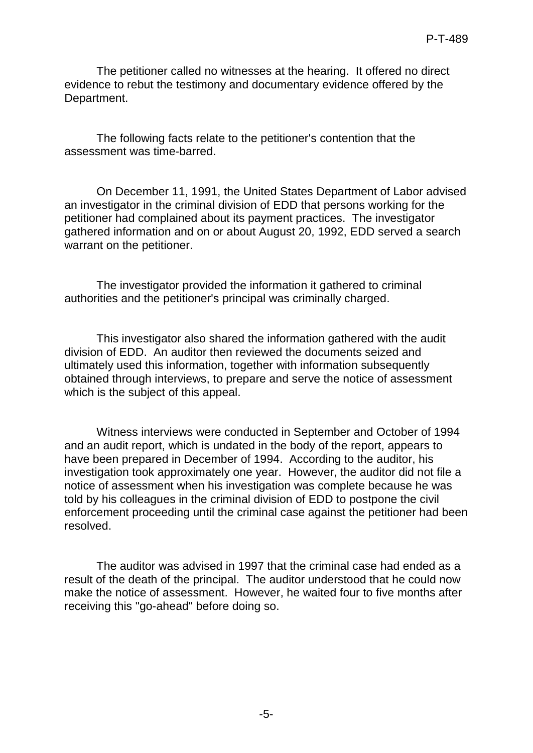The petitioner called no witnesses at the hearing. It offered no direct evidence to rebut the testimony and documentary evidence offered by the Department.

The following facts relate to the petitioner's contention that the assessment was time-barred.

On December 11, 1991, the United States Department of Labor advised an investigator in the criminal division of EDD that persons working for the petitioner had complained about its payment practices. The investigator gathered information and on or about August 20, 1992, EDD served a search warrant on the petitioner.

The investigator provided the information it gathered to criminal authorities and the petitioner's principal was criminally charged.

This investigator also shared the information gathered with the audit division of EDD. An auditor then reviewed the documents seized and ultimately used this information, together with information subsequently obtained through interviews, to prepare and serve the notice of assessment which is the subject of this appeal.

Witness interviews were conducted in September and October of 1994 and an audit report, which is undated in the body of the report, appears to have been prepared in December of 1994. According to the auditor, his investigation took approximately one year. However, the auditor did not file a notice of assessment when his investigation was complete because he was told by his colleagues in the criminal division of EDD to postpone the civil enforcement proceeding until the criminal case against the petitioner had been resolved.

The auditor was advised in 1997 that the criminal case had ended as a result of the death of the principal. The auditor understood that he could now make the notice of assessment. However, he waited four to five months after receiving this "go-ahead" before doing so.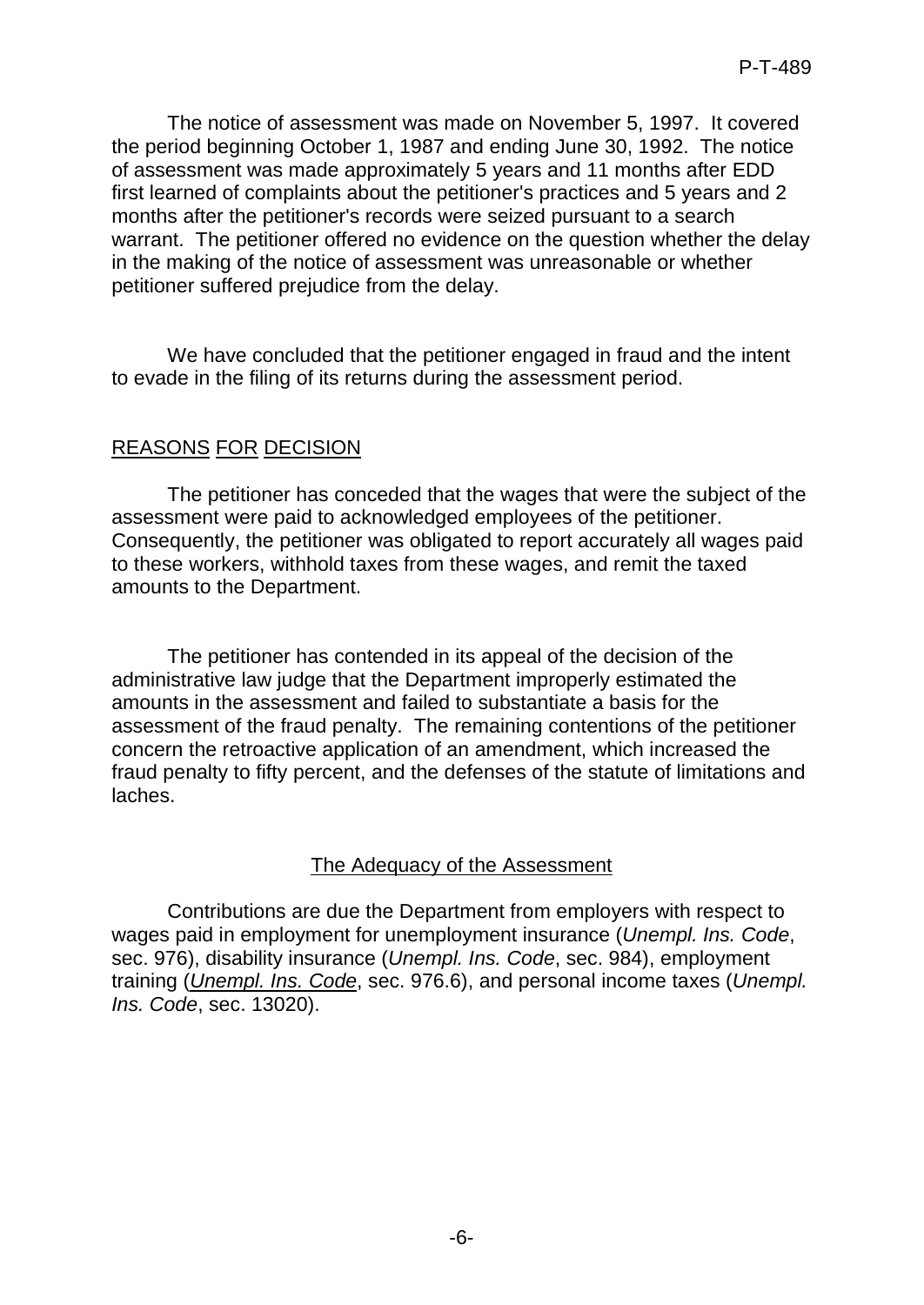The notice of assessment was made on November 5, 1997. It covered the period beginning October 1, 1987 and ending June 30, 1992. The notice of assessment was made approximately 5 years and 11 months after EDD first learned of complaints about the petitioner's practices and 5 years and 2 months after the petitioner's records were seized pursuant to a search warrant. The petitioner offered no evidence on the question whether the delay in the making of the notice of assessment was unreasonable or whether petitioner suffered prejudice from the delay.

We have concluded that the petitioner engaged in fraud and the intent to evade in the filing of its returns during the assessment period.

## REASONS FOR DECISION

The petitioner has conceded that the wages that were the subject of the assessment were paid to acknowledged employees of the petitioner. Consequently, the petitioner was obligated to report accurately all wages paid to these workers, withhold taxes from these wages, and remit the taxed amounts to the Department.

The petitioner has contended in its appeal of the decision of the administrative law judge that the Department improperly estimated the amounts in the assessment and failed to substantiate a basis for the assessment of the fraud penalty. The remaining contentions of the petitioner concern the retroactive application of an amendment, which increased the fraud penalty to fifty percent, and the defenses of the statute of limitations and laches.

### The Adequacy of the Assessment

Contributions are due the Department from employers with respect to wages paid in employment for unemployment insurance (*Unempl. Ins. Code*, sec. 976), disability insurance (*Unempl. Ins. Code*, sec. 984), employment training (*Unempl. Ins. Code*, sec. 976.6), and personal income taxes (*Unempl. Ins. Code*, sec. 13020).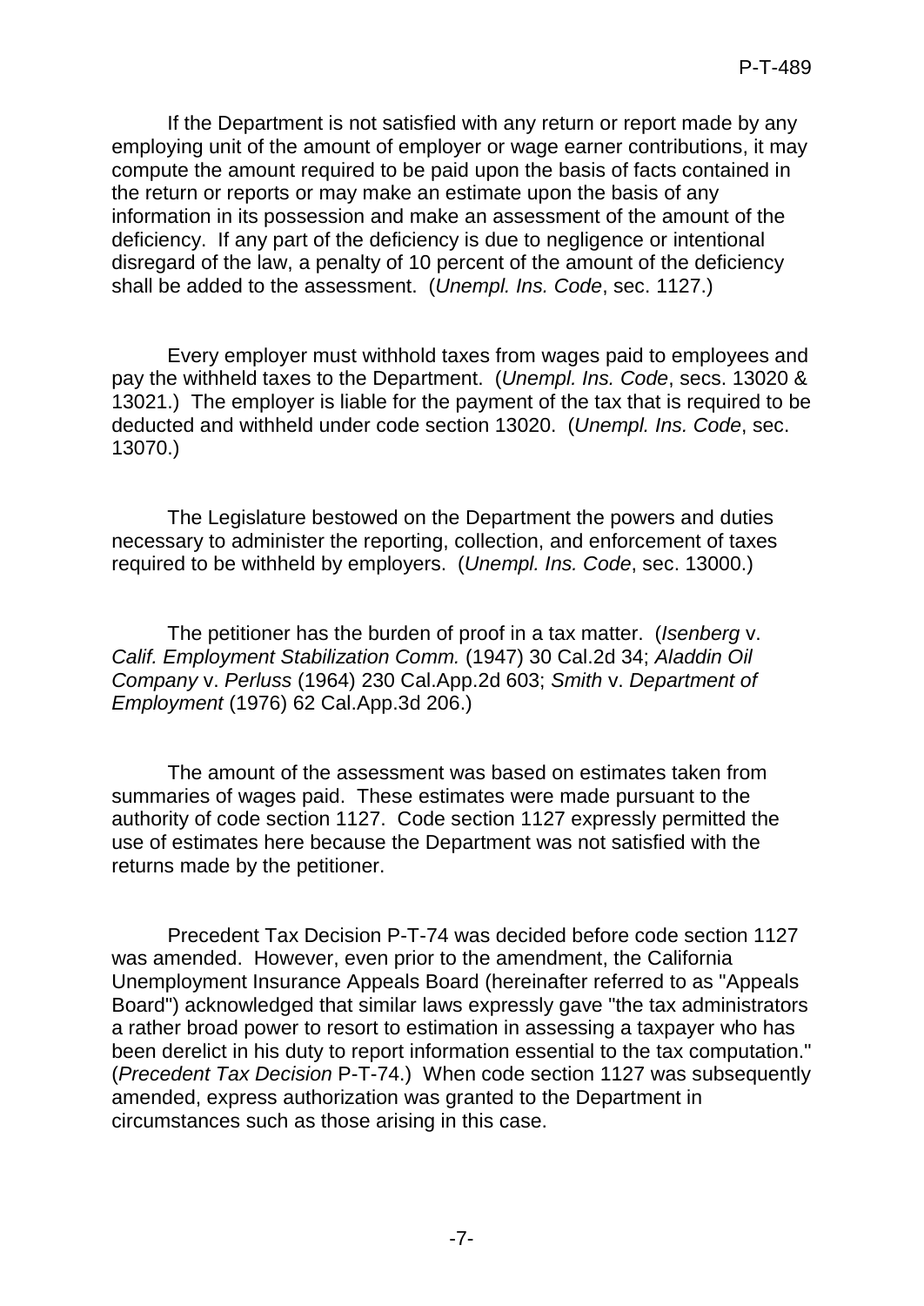If the Department is not satisfied with any return or report made by any employing unit of the amount of employer or wage earner contributions, it may compute the amount required to be paid upon the basis of facts contained in the return or reports or may make an estimate upon the basis of any information in its possession and make an assessment of the amount of the deficiency. If any part of the deficiency is due to negligence or intentional disregard of the law, a penalty of 10 percent of the amount of the deficiency shall be added to the assessment. (*Unempl. Ins. Code*, sec. 1127.)

Every employer must withhold taxes from wages paid to employees and pay the withheld taxes to the Department. (*Unempl. Ins. Code*, secs. 13020 & 13021.) The employer is liable for the payment of the tax that is required to be deducted and withheld under code section 13020. (*Unempl. Ins. Code*, sec. 13070.)

The Legislature bestowed on the Department the powers and duties necessary to administer the reporting, collection, and enforcement of taxes required to be withheld by employers. (*Unempl. Ins. Code*, sec. 13000.)

The petitioner has the burden of proof in a tax matter. (*Isenberg* v. *Calif. Employment Stabilization Comm.* (1947) 30 Cal.2d 34; *Aladdin Oil Company* v. *Perluss* (1964) 230 Cal.App.2d 603; *Smith* v. *Department of Employment* (1976) 62 Cal.App.3d 206.)

The amount of the assessment was based on estimates taken from summaries of wages paid. These estimates were made pursuant to the authority of code section 1127. Code section 1127 expressly permitted the use of estimates here because the Department was not satisfied with the returns made by the petitioner.

Precedent Tax Decision P-T-74 was decided before code section 1127 was amended. However, even prior to the amendment, the California Unemployment Insurance Appeals Board (hereinafter referred to as "Appeals Board") acknowledged that similar laws expressly gave "the tax administrators a rather broad power to resort to estimation in assessing a taxpayer who has been derelict in his duty to report information essential to the tax computation." (*Precedent Tax Decision* P-T-74.) When code section 1127 was subsequently amended, express authorization was granted to the Department in circumstances such as those arising in this case.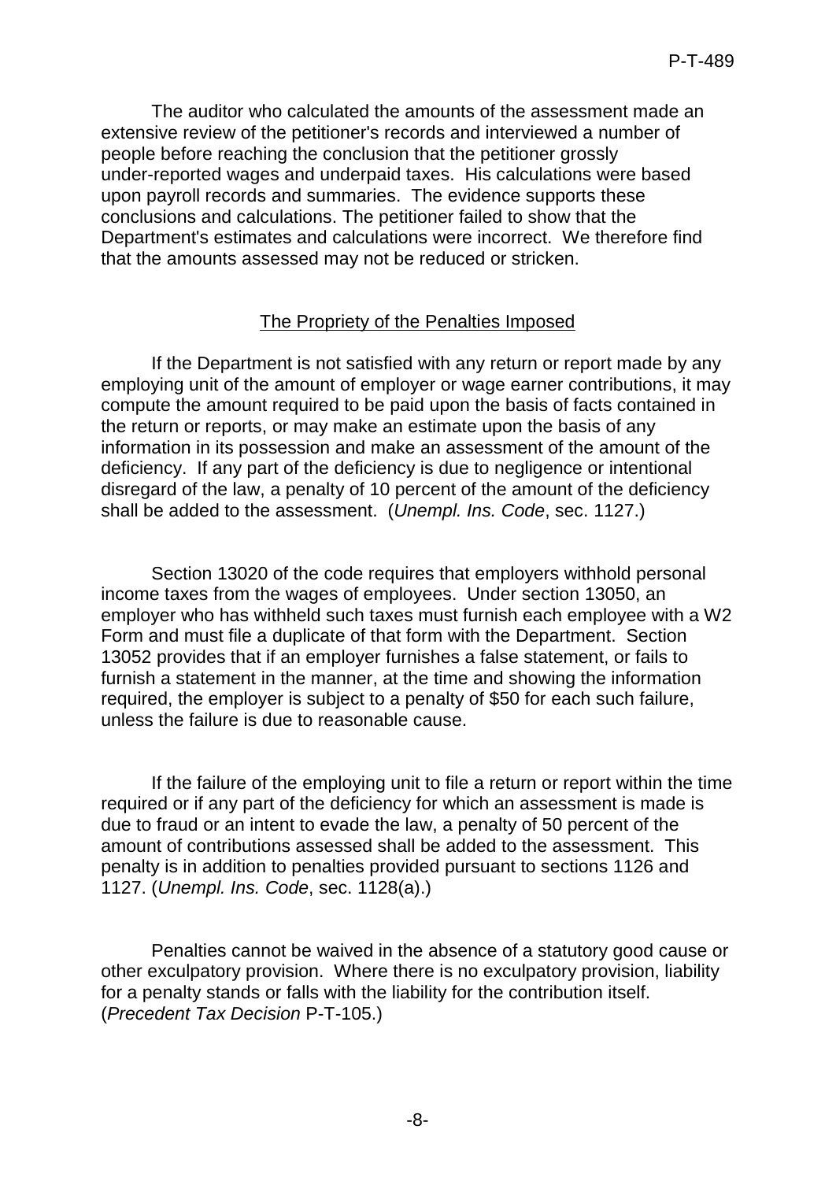The auditor who calculated the amounts of the assessment made an extensive review of the petitioner's records and interviewed a number of people before reaching the conclusion that the petitioner grossly under-reported wages and underpaid taxes. His calculations were based upon payroll records and summaries. The evidence supports these conclusions and calculations. The petitioner failed to show that the Department's estimates and calculations were incorrect. We therefore find that the amounts assessed may not be reduced or stricken.

<u>The Propriety of the Penalties Imposed</u>

If the Department is not satisfied with any return or report made by any employing unit of the amount of employer or wage earner contributions, it may compute the amount required to be paid upon the basis of facts contained in the return or reports, or may make an estimate upon the basis of any information in its possession and make an assessment of the amount of the deficiency. If any part of the deficiency is due to negligence or intentional disregard of the law, a penalty of 10 percent of the amount of the deficiency shall be added to the assessment. (*Unempl. Ins. Code*, sec. 1127.)

Section 13020 of the code requires that employers withhold personal income taxes from the wages of employees. Under section 13050, an employer who has withheld such taxes must furnish each employee with a W2 Form and must file a duplicate of that form with the Department. Section 13052 provides that if an employer furnishes a false statement, or fails to furnish a statement in the manner, at the time and showing the information required, the employer is subject to a penalty of $50 for each such failure, unless the failure is due to reasonable cause.

If the failure of the employing unit to file a return or report within the time required or if any part of the deficiency for which an assessment is made is due to fraud or an intent to evade the law, a penalty of 50 percent of the amount of contributions assessed shall be added to the assessment. This penalty is in addition to penalties provided pursuant to sections 1126 and 1127. (*Unempl. Ins. Code*, sec. 1128(a).)

Penalties cannot be waived in the absence of a statutory good cause or other exculpatory provision. Where there is no exculpatory provision, liability for a penalty stands or falls with the liability for the contribution itself. (*Precedent Tax Decision* P-T-105.)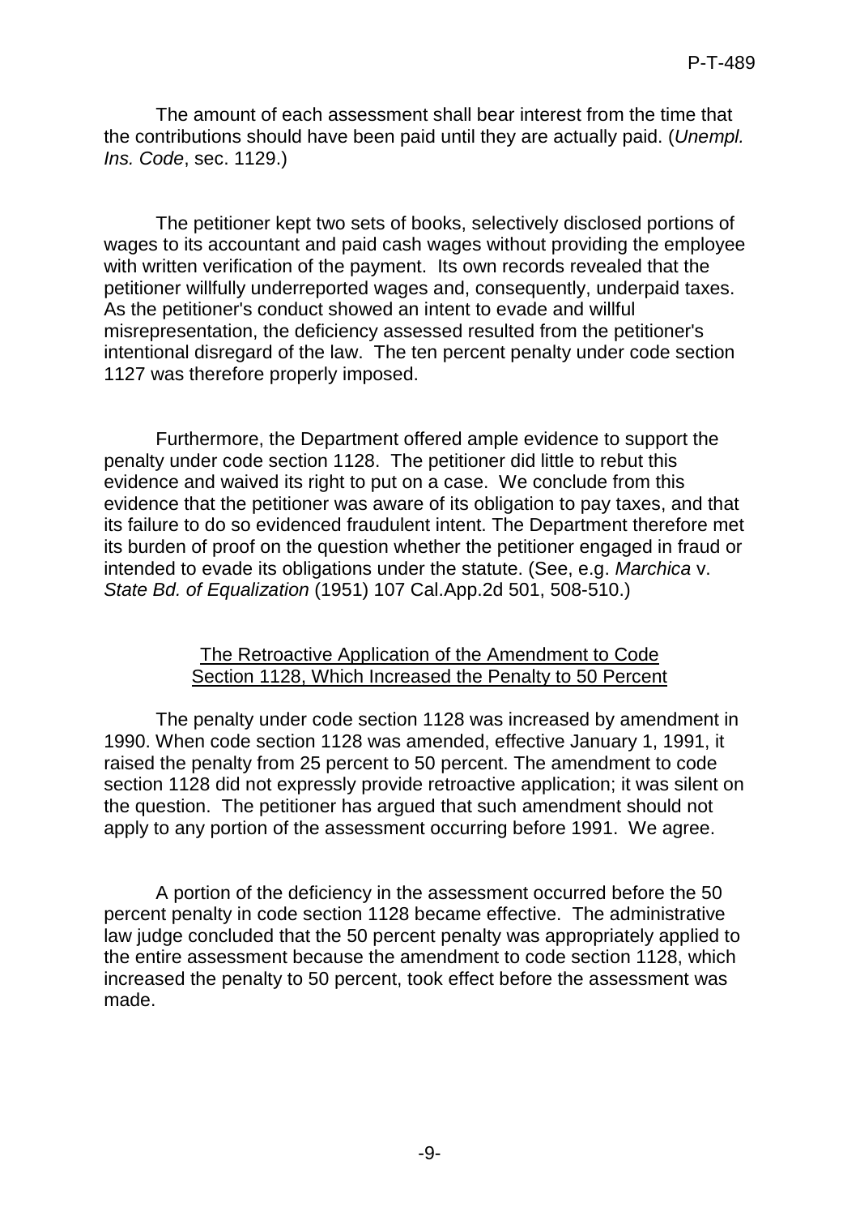The amount of each assessment shall bear interest from the time that the contributions should have been paid until they are actually paid. (*Unempl. Ins. Code*, sec. 1129.)

The petitioner kept two sets of books, selectively disclosed portions of wages to its accountant and paid cash wages without providing the employee with written verification of the payment. Its own records revealed that the petitioner willfully underreported wages and, consequently, underpaid taxes. As the petitioner's conduct showed an intent to evade and willful misrepresentation, the deficiency assessed resulted from the petitioner's intentional disregard of the law. The ten percent penalty under code section 1127 was therefore properly imposed.

Furthermore, the Department offered ample evidence to support the penalty under code section 1128. The petitioner did little to rebut this evidence and waived its right to put on a case. We conclude from this evidence that the petitioner was aware of its obligation to pay taxes, and that its failure to do so evidenced fraudulent intent. The Department therefore met its burden of proof on the question whether the petitioner engaged in fraud or intended to evade its obligations under the statute. (See, e.g. *Marchica* v. *State Bd. of Equalization* (1951) 107 Cal.App.2d 501, 508-510.)

<u>The Retroactive Application of the Amendment to Code Section 1128, Which Increased the Penalty to 50 Percent</u>

The penalty under code section 1128 was increased by amendment in 1990. When code section 1128 was amended, effective January 1, 1991, it raised the penalty from 25 percent to 50 percent. The amendment to code section 1128 did not expressly provide retroactive application; it was silent on the question. The petitioner has argued that such amendment should not apply to any portion of the assessment occurring before 1991. We agree.

A portion of the deficiency in the assessment occurred before the 50 percent penalty in code section 1128 became effective. The administrative law judge concluded that the 50 percent penalty was appropriately applied to the entire assessment because the amendment to code section 1128, which increased the penalty to 50 percent, took effect before the assessment was made.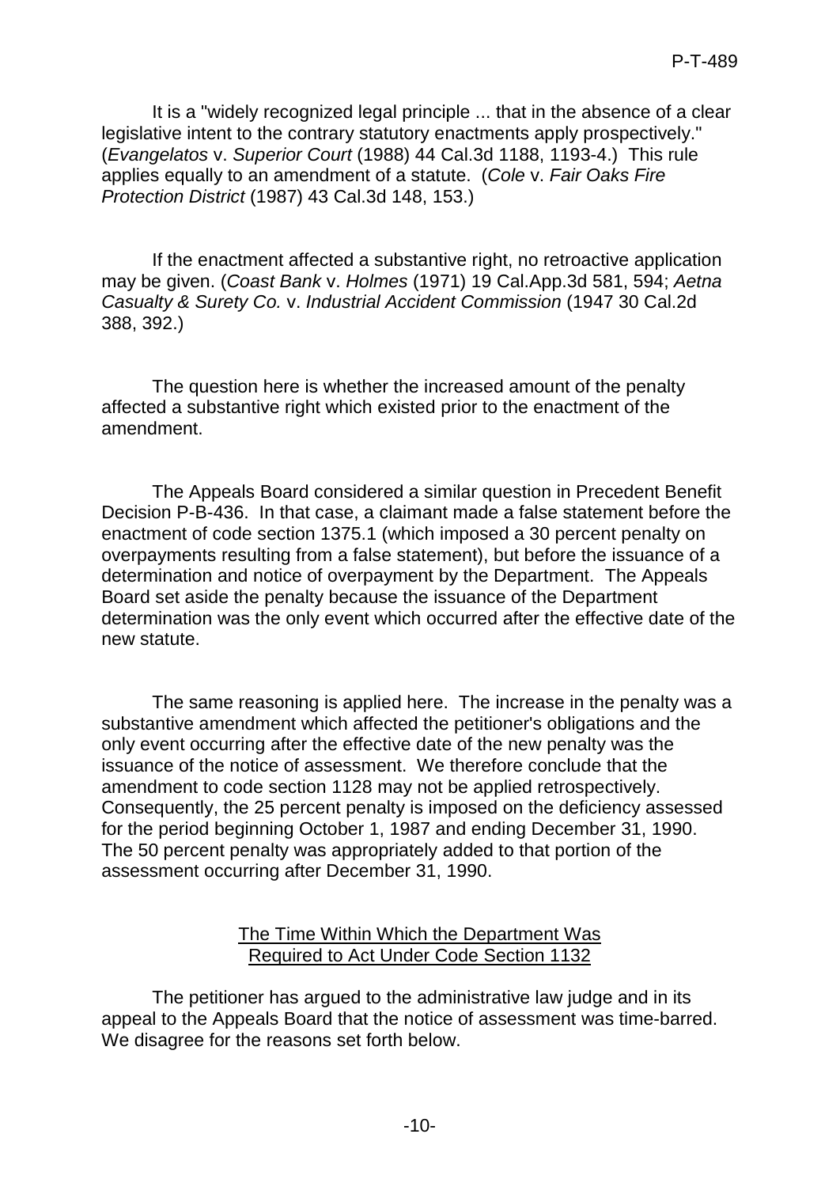It is a "widely recognized legal principle ... that in the absence of a clear legislative intent to the contrary statutory enactments apply prospectively." (*Evangelatos* v. *Superior Court* (1988) 44 Cal.3d 1188, 1193-4.) This rule applies equally to an amendment of a statute. (*Cole* v. *Fair Oaks Fire Protection District* (1987) 43 Cal.3d 148, 153.)

If the enactment affected a substantive right, no retroactive application may be given. (*Coast Bank* v. *Holmes* (1971) 19 Cal.App.3d 581, 594; *Aetna Casualty & Surety Co.* v. *Industrial Accident Commission* (1947 30 Cal.2d 388, 392.)

The question here is whether the increased amount of the penalty affected a substantive right which existed prior to the enactment of the amendment.

The Appeals Board considered a similar question in Precedent Benefit Decision P-B-436. In that case, a claimant made a false statement before the enactment of code section 1375.1 (which imposed a 30 percent penalty on overpayments resulting from a false statement), but before the issuance of a determination and notice of overpayment by the Department. The Appeals Board set aside the penalty because the issuance of the Department determination was the only event which occurred after the effective date of the new statute.

The same reasoning is applied here. The increase in the penalty was a substantive amendment which affected the petitioner's obligations and the only event occurring after the effective date of the new penalty was the issuance of the notice of assessment. We therefore conclude that the amendment to code section 1128 may not be applied retrospectively. Consequently, the 25 percent penalty is imposed on the deficiency assessed for the period beginning October 1, 1987 and ending December 31, 1990. The 50 percent penalty was appropriately added to that portion of the assessment occurring after December 31, 1990.

<u>The Time Within Which the Department Was Required to Act Under Code Section 1132</u>

The petitioner has argued to the administrative law judge and in its appeal to the Appeals Board that the notice of assessment was time-barred. We disagree for the reasons set forth below.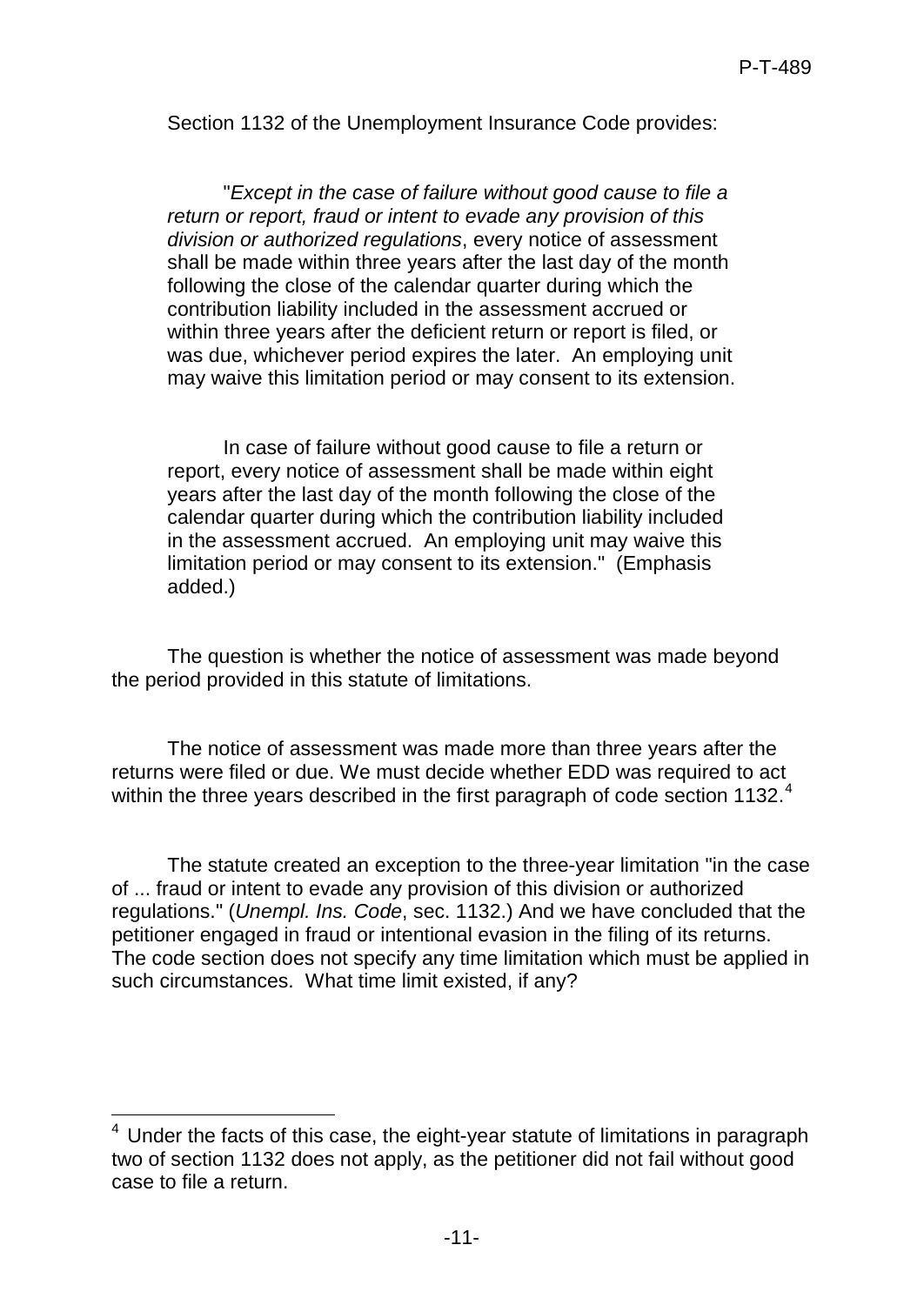Section 1132 of the Unemployment Insurance Code provides:

> "*Except in the case of failure without good cause to file a return or report, fraud or intent to evade any provision of this division or authorized regulations*, every notice of assessment shall be made within three years after the last day of the month following the close of the calendar quarter during which the contribution liability included in the assessment accrued or within three years after the deficient return or report is filed, or was due, whichever period expires the later. An employing unit may waive this limitation period or may consent to its extension.
>
> In case of failure without good cause to file a return or report, every notice of assessment shall be made within eight years after the last day of the month following the close of the calendar quarter during which the contribution liability included in the assessment accrued. An employing unit may waive this limitation period or may consent to its extension." (Emphasis added.)

The question is whether the notice of assessment was made beyond the period provided in this statute of limitations.

The notice of assessment was made more than three years after the returns were filed or due. We must decide whether EDD was required to act within the three years described in the first paragraph of code section 1132.[4]

The statute created an exception to the three-year limitation "in the case of ... fraud or intent to evade any provision of this division or authorized regulations." (*Unempl. Ins. Code*, sec. 1132.) And we have concluded that the petitioner engaged in fraud or intentional evasion in the filing of its returns. The code section does not specify any time limitation which must be applied in such circumstances. What time limit existed, if any?

---

[4] Under the facts of this case, the eight-year statute of limitations in paragraph two of section 1132 does not apply, as the petitioner did not fail without good case to file a return.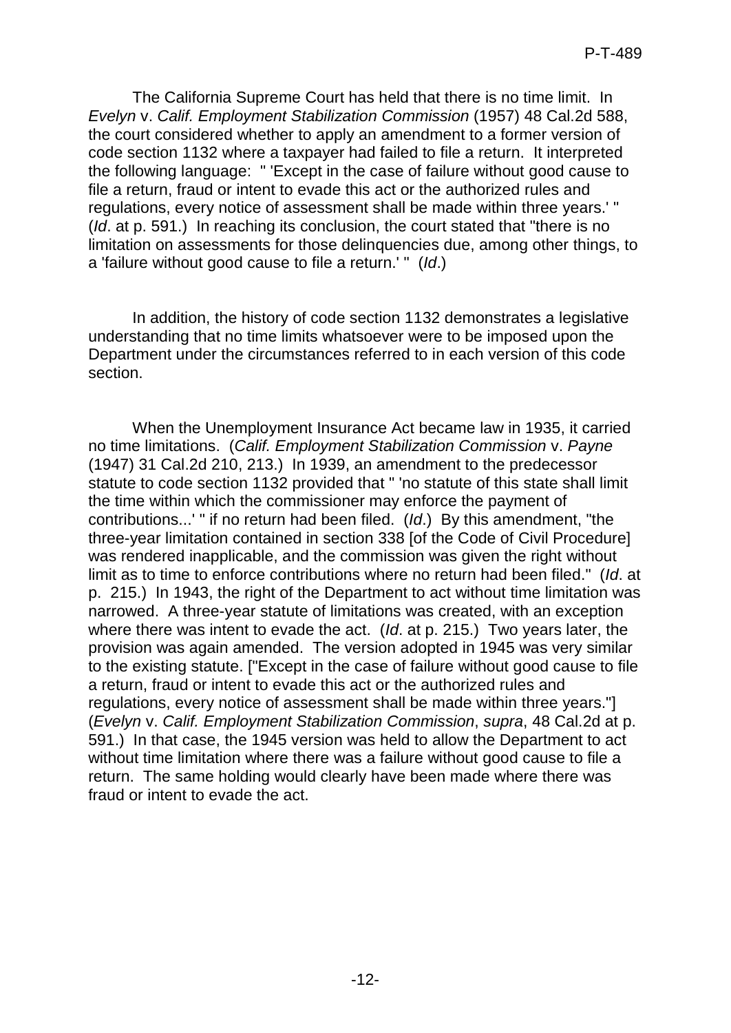The California Supreme Court has held that there is no time limit. In *Evelyn* v. *Calif. Employment Stabilization Commission* (1957) 48 Cal.2d 588, the court considered whether to apply an amendment to a former version of code section 1132 where a taxpayer had failed to file a return. It interpreted the following language: " 'Except in the case of failure without good cause to file a return, fraud or intent to evade this act or the authorized rules and regulations, every notice of assessment shall be made within three years.' " (*Id*. at p. 591.) In reaching its conclusion, the court stated that "there is no limitation on assessments for those delinquencies due, among other things, to a 'failure without good cause to file a return.' " (*Id*.)

In addition, the history of code section 1132 demonstrates a legislative understanding that no time limits whatsoever were to be imposed upon the Department under the circumstances referred to in each version of this code section.

When the Unemployment Insurance Act became law in 1935, it carried no time limitations. (*Calif. Employment Stabilization Commission* v. *Payne* (1947) 31 Cal.2d 210, 213.) In 1939, an amendment to the predecessor statute to code section 1132 provided that " 'no statute of this state shall limit the time within which the commissioner may enforce the payment of contributions...' " if no return had been filed. (*Id*.) By this amendment, "the three-year limitation contained in section 338 [of the Code of Civil Procedure] was rendered inapplicable, and the commission was given the right without limit as to time to enforce contributions where no return had been filed." (*Id*. at p. 215.) In 1943, the right of the Department to act without time limitation was narrowed. A three-year statute of limitations was created, with an exception where there was intent to evade the act. (*Id*. at p. 215.) Two years later, the provision was again amended. The version adopted in 1945 was very similar to the existing statute. ["Except in the case of failure without good cause to file a return, fraud or intent to evade this act or the authorized rules and regulations, every notice of assessment shall be made within three years."] (*Evelyn* v. *Calif. Employment Stabilization Commission*, *supra*, 48 Cal.2d at p. 591.) In that case, the 1945 version was held to allow the Department to act without time limitation where there was a failure without good cause to file a return. The same holding would clearly have been made where there was fraud or intent to evade the act.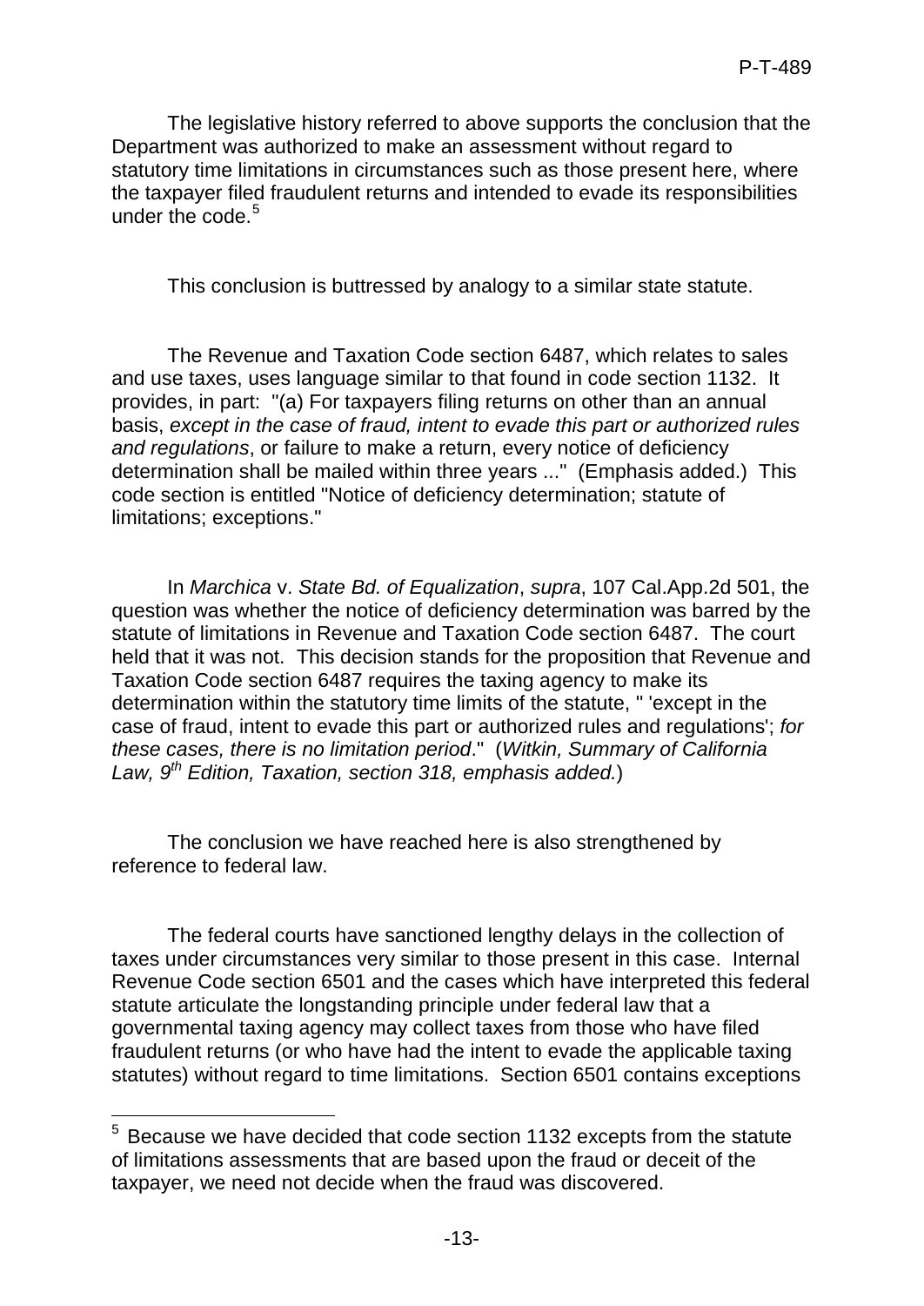The legislative history referred to above supports the conclusion that the Department was authorized to make an assessment without regard to statutory time limitations in circumstances such as those present here, where the taxpayer filed fraudulent returns and intended to evade its responsibilities under the code.[5]

This conclusion is buttressed by analogy to a similar state statute.

The Revenue and Taxation Code section 6487, which relates to sales and use taxes, uses language similar to that found in code section 1132. It provides, in part: "(a) For taxpayers filing returns on other than an annual basis, *except in the case of fraud, intent to evade this part or authorized rules and regulations*, or failure to make a return, every notice of deficiency determination shall be mailed within three years ..." (Emphasis added.) This code section is entitled "Notice of deficiency determination; statute of limitations; exceptions."

In *Marchica* v. *State Bd. of Equalization*, *supra*, 107 Cal.App.2d 501, the question was whether the notice of deficiency determination was barred by the statute of limitations in Revenue and Taxation Code section 6487. The court held that it was not. This decision stands for the proposition that Revenue and Taxation Code section 6487 requires the taxing agency to make its determination within the statutory time limits of the statute, " 'except in the case of fraud, intent to evade this part or authorized rules and regulations'; *for these cases, there is no limitation period*." (*Witkin, Summary of California Law, 9th Edition, Taxation, section 318, emphasis added.*)

The conclusion we have reached here is also strengthened by reference to federal law.

The federal courts have sanctioned lengthy delays in the collection of taxes under circumstances very similar to those present in this case. Internal Revenue Code section 6501 and the cases which have interpreted this federal statute articulate the longstanding principle under federal law that a governmental taxing agency may collect taxes from those who have filed fraudulent returns (or who have had the intent to evade the applicable taxing statutes) without regard to time limitations. Section 6501 contains exceptions

---

[5] Because we have decided that code section 1132 excepts from the statute of limitations assessments that are based upon the fraud or deceit of the taxpayer, we need not decide when the fraud was discovered.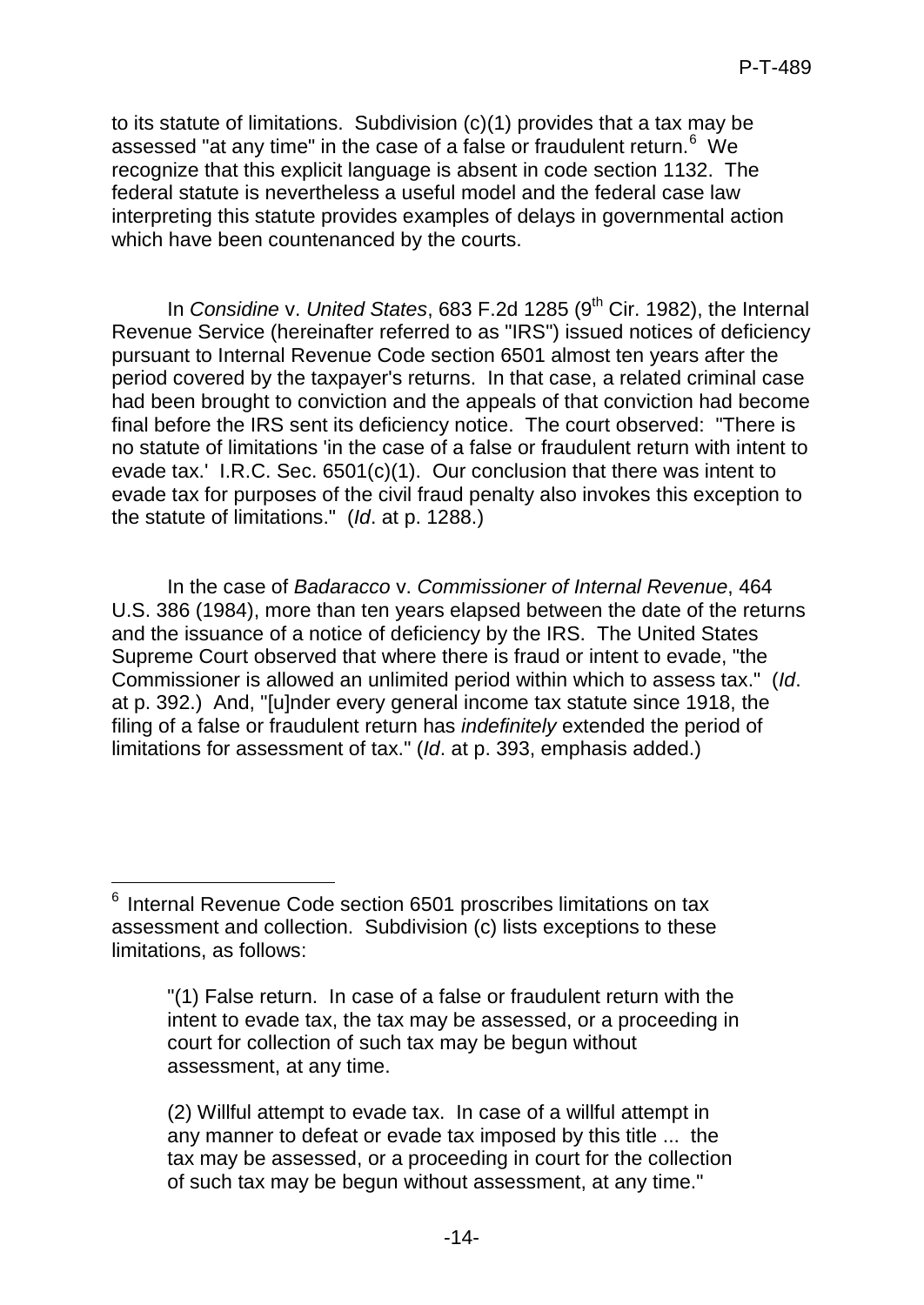to its statute of limitations. Subdivision (c)(1) provides that a tax may be assessed "at any time" in the case of a false or fraudulent return.[6] We recognize that this explicit language is absent in code section 1132. The federal statute is nevertheless a useful model and the federal case law interpreting this statute provides examples of delays in governmental action which have been countenanced by the courts.

In *Considine* v. *United States*, 683 F.2d 1285 (9th Cir. 1982), the Internal Revenue Service (hereinafter referred to as "IRS") issued notices of deficiency pursuant to Internal Revenue Code section 6501 almost ten years after the period covered by the taxpayer's returns. In that case, a related criminal case had been brought to conviction and the appeals of that conviction had become final before the IRS sent its deficiency notice. The court observed: "There is no statute of limitations 'in the case of a false or fraudulent return with intent to evade tax.' I.R.C. Sec. 6501(c)(1). Our conclusion that there was intent to evade tax for purposes of the civil fraud penalty also invokes this exception to the statute of limitations." (*Id*. at p. 1288.)

In the case of *Badaracco* v. *Commissioner of Internal Revenue*, 464 U.S. 386 (1984), more than ten years elapsed between the date of the returns and the issuance of a notice of deficiency by the IRS. The United States Supreme Court observed that where there is fraud or intent to evade, "the Commissioner is allowed an unlimited period within which to assess tax." (*Id*. at p. 392.) And, "[u]nder every general income tax statute since 1918, the filing of a false or fraudulent return has *indefinitely* extended the period of limitations for assessment of tax." (*Id*. at p. 393, emphasis added.)

---

[6] Internal Revenue Code section 6501 proscribes limitations on tax assessment and collection. Subdivision (c) lists exceptions to these limitations, as follows:

> "(1) False return. In case of a false or fraudulent return with the intent to evade tax, the tax may be assessed, or a proceeding in court for collection of such tax may be begun without assessment, at any time.
>
> (2) Willful attempt to evade tax. In case of a willful attempt in any manner to defeat or evade tax imposed by this title ... the tax may be assessed, or a proceeding in court for the collection of such tax may be begun without assessment, at any time."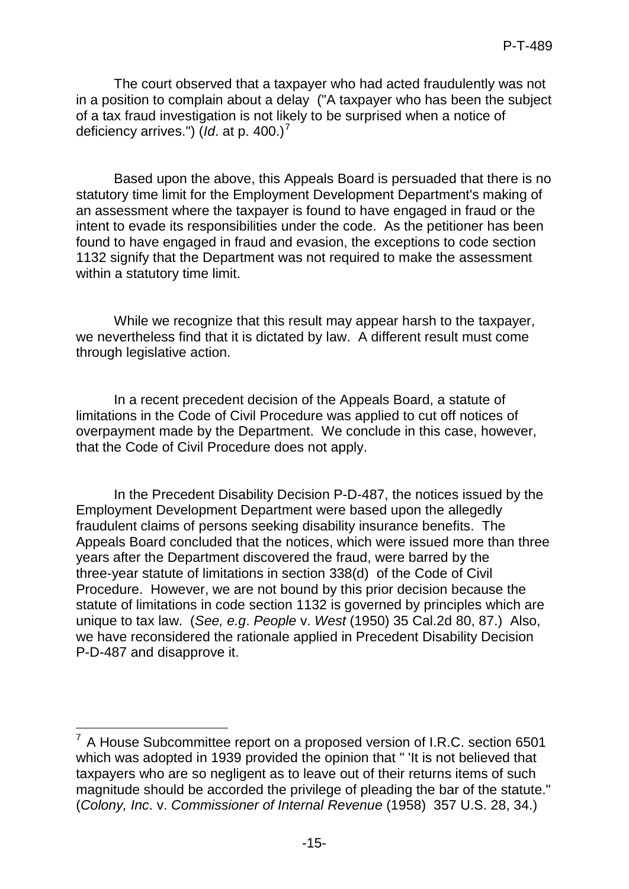The court observed that a taxpayer who had acted fraudulently was not in a position to complain about a delay ("A taxpayer who has been the subject of a tax fraud investigation is not likely to be surprised when a notice of deficiency arrives.") (*Id*. at p. 400.)[7]

Based upon the above, this Appeals Board is persuaded that there is no statutory time limit for the Employment Development Department's making of an assessment where the taxpayer is found to have engaged in fraud or the intent to evade its responsibilities under the code. As the petitioner has been found to have engaged in fraud and evasion, the exceptions to code section 1132 signify that the Department was not required to make the assessment within a statutory time limit.

While we recognize that this result may appear harsh to the taxpayer, we nevertheless find that it is dictated by law. A different result must come through legislative action.

In a recent precedent decision of the Appeals Board, a statute of limitations in the Code of Civil Procedure was applied to cut off notices of overpayment made by the Department. We conclude in this case, however, that the Code of Civil Procedure does not apply.

In the Precedent Disability Decision P-D-487, the notices issued by the Employment Development Department were based upon the allegedly fraudulent claims of persons seeking disability insurance benefits. The Appeals Board concluded that the notices, which were issued more than three years after the Department discovered the fraud, were barred by the three-year statute of limitations in section 338(d) of the Code of Civil Procedure. However, we are not bound by this prior decision because the statute of limitations in code section 1132 is governed by principles which are unique to tax law. (*See, e.g*. *People* v. *West* (1950) 35 Cal.2d 80, 87.) Also, we have reconsidered the rationale applied in Precedent Disability Decision P-D-487 and disapprove it.

---

[7] A House Subcommittee report on a proposed version of I.R.C. section 6501 which was adopted in 1939 provided the opinion that " 'It is not believed that taxpayers who are so negligent as to leave out of their returns items of such magnitude should be accorded the privilege of pleading the bar of the statute." (*Colony, Inc*. v. *Commissioner of Internal Revenue* (1958) 357 U.S. 28, 34.)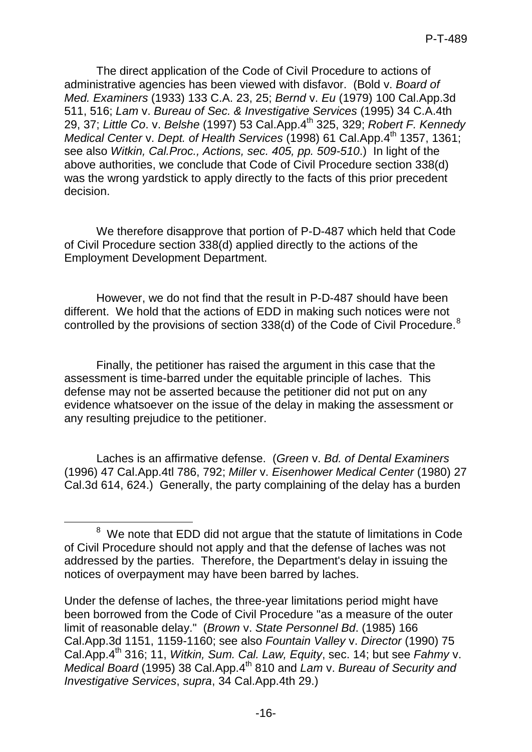The direct application of the Code of Civil Procedure to actions of administrative agencies has been viewed with disfavor. (Bold v. *Board of Med. Examiners* (1933) 133 C.A. 23, 25; *Bernd* v. *Eu* (1979) 100 Cal.App.3d 511, 516; *Lam* v. *Bureau of Sec. & Investigative Services* (1995) 34 C.A.4th 29, 37; *Little Co*. v. *Belshe* (1997) 53 Cal.App.4th 325, 329; *Robert F. Kennedy Medical Center* v. *Dept. of Health Services* (1998) 61 Cal.App.4th 1357, 1361; see also *Witkin, Cal.Proc., Actions, sec. 405, pp. 509-510*.) In light of the above authorities, we conclude that Code of Civil Procedure section 338(d) was the wrong yardstick to apply directly to the facts of this prior precedent decision.

We therefore disapprove that portion of P-D-487 which held that Code of Civil Procedure section 338(d) applied directly to the actions of the Employment Development Department.

However, we do not find that the result in P-D-487 should have been different. We hold that the actions of EDD in making such notices were not controlled by the provisions of section 338(d) of the Code of Civil Procedure.[8]

Finally, the petitioner has raised the argument in this case that the assessment is time-barred under the equitable principle of laches. This defense may not be asserted because the petitioner did not put on any evidence whatsoever on the issue of the delay in making the assessment or any resulting prejudice to the petitioner.

Laches is an affirmative defense. (*Green* v. *Bd. of Dental Examiners* (1996) 47 Cal.App.4tl 786, 792; *Miller* v. *Eisenhower Medical Center* (1980) 27 Cal.3d 614, 624.) Generally, the party complaining of the delay has a burden

---

[8] We note that EDD did not argue that the statute of limitations in Code of Civil Procedure should not apply and that the defense of laches was not addressed by the parties. Therefore, the Department's delay in issuing the notices of overpayment may have been barred by laches.

Under the defense of laches, the three-year limitations period might have been borrowed from the Code of Civil Procedure "as a measure of the outer limit of reasonable delay." (*Brown* v. *State Personnel Bd*. (1985) 166 Cal.App.3d 1151, 1159-1160; see also *Fountain Valley* v. *Director* (1990) 75 Cal.App.4th 316; 11, *Witkin, Sum. Cal. Law, Equity*, sec. 14; but see *Fahmy* v. *Medical Board* (1995) 38 Cal.App.4th 810 and *Lam* v. *Bureau of Security and Investigative Services*, *supra*, 34 Cal.App.4th 29.)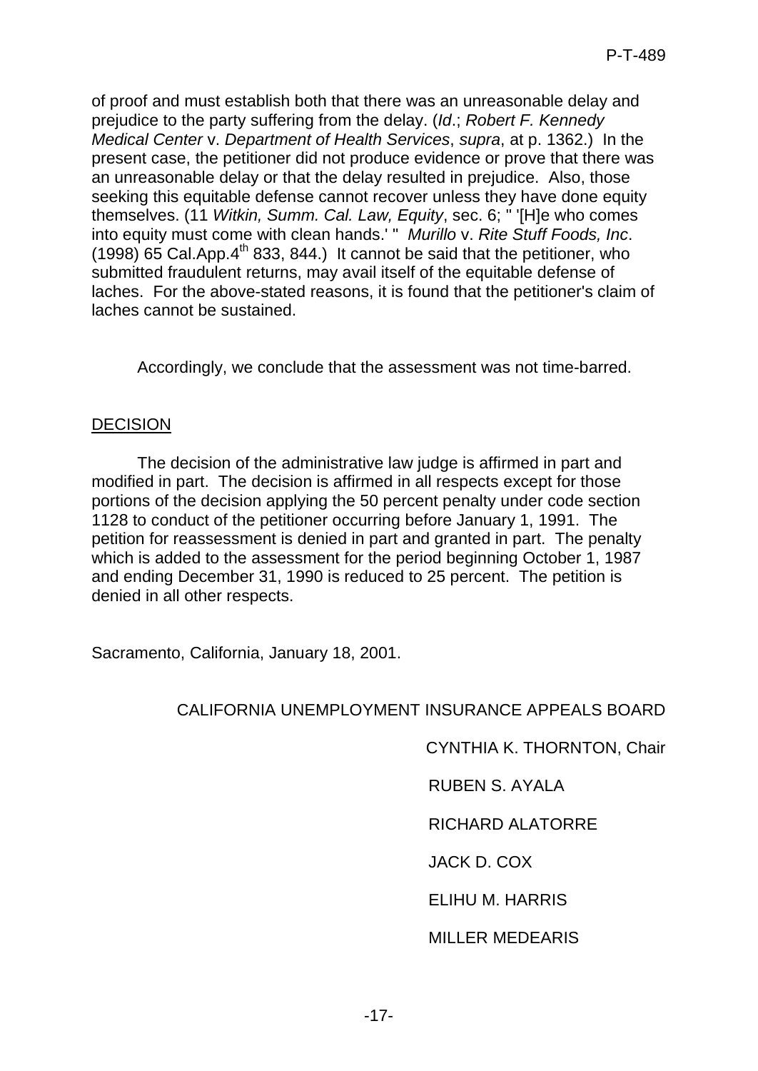of proof and must establish both that there was an unreasonable delay and prejudice to the party suffering from the delay. (*Id*.; *Robert F. Kennedy Medical Center* v. *Department of Health Services*, *supra*, at p. 1362.) In the present case, the petitioner did not produce evidence or prove that there was an unreasonable delay or that the delay resulted in prejudice. Also, those seeking this equitable defense cannot recover unless they have done equity themselves. (11 *Witkin, Summ. Cal. Law, Equity*, sec. 6; " '[H]e who comes into equity must come with clean hands.' " *Murillo* v. *Rite Stuff Foods, Inc*. (1998) 65 Cal.App.4th 833, 844.) It cannot be said that the petitioner, who submitted fraudulent returns, may avail itself of the equitable defense of laches. For the above-stated reasons, it is found that the petitioner's claim of laches cannot be sustained.

Accordingly, we conclude that the assessment was not time-barred.

## DECISION

The decision of the administrative law judge is affirmed in part and modified in part. The decision is affirmed in all respects except for those portions of the decision applying the 50 percent penalty under code section 1128 to conduct of the petitioner occurring before January 1, 1991. The petition for reassessment is denied in part and granted in part. The penalty which is added to the assessment for the period beginning October 1, 1987 and ending December 31, 1990 is reduced to 25 percent. The petition is denied in all other respects.

Sacramento, California, January 18, 2001.

CALIFORNIA UNEMPLOYMENT INSURANCE APPEALS BOARD

CYNTHIA K. THORNTON, Chair

RUBEN S. AYALA

RICHARD ALATORRE

JACK D. COX

ELIHU M. HARRIS

MILLER MEDEARIS